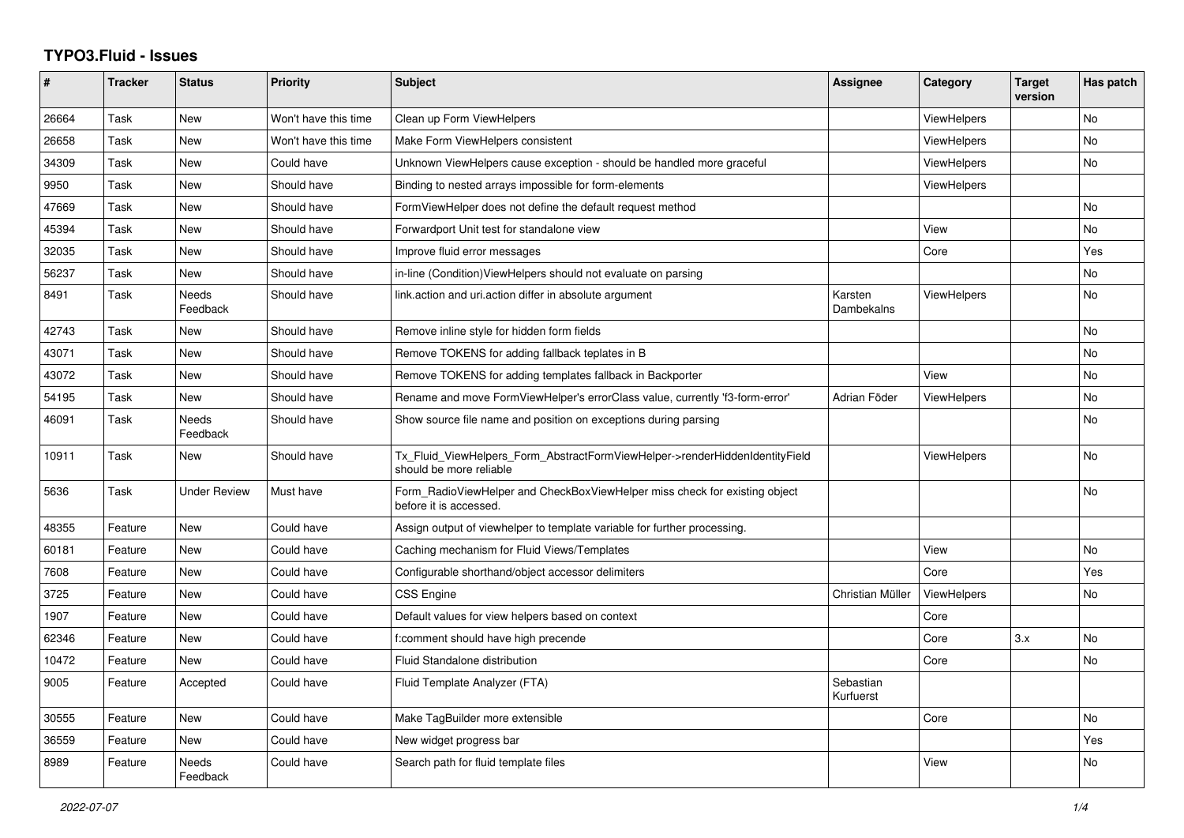# TYPO3.Fluid - Issues

| # | Tracker | Status | Priority | Subject | Assignee | Category | Target version | Has patch |
|---|---|---|---|---|---|---|---|---|
| 26664 | Task | New | Won't have this time | Clean up Form ViewHelpers | | ViewHelpers | | No |
| 26658 | Task | New | Won't have this time | Make Form ViewHelpers consistent | | ViewHelpers | | No |
| 34309 | Task | New | Could have | Unknown ViewHelpers cause exception - should be handled more graceful | | ViewHelpers | | No |
| 9950 | Task | New | Should have | Binding to nested arrays impossible for form-elements | | ViewHelpers | | |
| 47669 | Task | New | Should have | FormViewHelper does not define the default request method | | | | No |
| 45394 | Task | New | Should have | Forwardport Unit test for standalone view | | View | | No |
| 32035 | Task | New | Should have | Improve fluid error messages | | Core | | Yes |
| 56237 | Task | New | Should have | in-line (Condition)ViewHelpers should not evaluate on parsing | | | | No |
| 8491 | Task | Needs Feedback | Should have | link.action and uri.action differ in absolute argument | Karsten Dambekalns | ViewHelpers | | No |
| 42743 | Task | New | Should have | Remove inline style for hidden form fields | | | | No |
| 43071 | Task | New | Should have | Remove TOKENS for adding fallback teplates in B | | | | No |
| 43072 | Task | New | Should have | Remove TOKENS for adding templates fallback in Backporter | | View | | No |
| 54195 | Task | New | Should have | Rename and move FormViewHelper's errorClass value, currently 'f3-form-error' | Adrian Föder | ViewHelpers | | No |
| 46091 | Task | Needs Feedback | Should have | Show source file name and position on exceptions during parsing | | | | No |
| 10911 | Task | New | Should have | Tx_Fluid_ViewHelpers_Form_AbstractFormViewHelper->renderHiddenIdentityField should be more reliable | | ViewHelpers | | No |
| 5636 | Task | Under Review | Must have | Form_RadioViewHelper and CheckBoxViewHelper miss check for existing object before it is accessed. | | | | No |
| 48355 | Feature | New | Could have | Assign output of viewhelper to template variable for further processing. | | | | |
| 60181 | Feature | New | Could have | Caching mechanism for Fluid Views/Templates | | View | | No |
| 7608 | Feature | New | Could have | Configurable shorthand/object accessor delimiters | | Core | | Yes |
| 3725 | Feature | New | Could have | CSS Engine | Christian Müller | ViewHelpers | | No |
| 1907 | Feature | New | Could have | Default values for view helpers based on context | | Core | | |
| 62346 | Feature | New | Could have | f:comment should have high precende | | Core | 3.x | No |
| 10472 | Feature | New | Could have | Fluid Standalone distribution | | Core | | No |
| 9005 | Feature | Accepted | Could have | Fluid Template Analyzer (FTA) | Sebastian Kurfuerst | | | |
| 30555 | Feature | New | Could have | Make TagBuilder more extensible | | Core | | No |
| 36559 | Feature | New | Could have | New widget progress bar | | | | Yes |
| 8989 | Feature | Needs Feedback | Could have | Search path for fluid template files | | View | | No |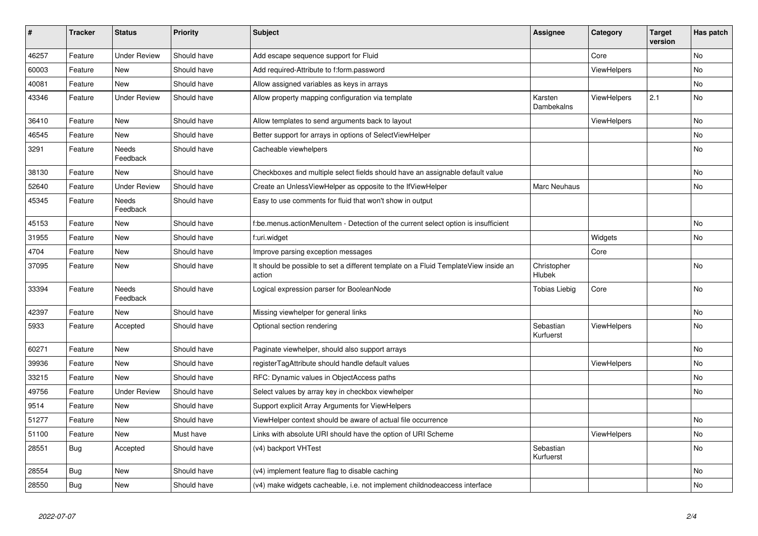| # | Tracker | Status | Priority | Subject | Assignee | Category | Target version | Has patch |
|---|---|---|---|---|---|---|---|---|
| 46257 | Feature | Under Review | Should have | Add escape sequence support for Fluid | | Core | | No |
| 60003 | Feature | New | Should have | Add required-Attribute to f:form.password | | ViewHelpers | | No |
| 40081 | Feature | New | Should have | Allow assigned variables as keys in arrays | | | | No |
| 43346 | Feature | Under Review | Should have | Allow property mapping configuration via template | Karsten Dambekalns | ViewHelpers | 2.1 | No |
| 36410 | Feature | New | Should have | Allow templates to send arguments back to layout | | ViewHelpers | | No |
| 46545 | Feature | New | Should have | Better support for arrays in options of SelectViewHelper | | | | No |
| 3291 | Feature | Needs Feedback | Should have | Cacheable viewhelpers | | | | No |
| 38130 | Feature | New | Should have | Checkboxes and multiple select fields should have an assignable default value | | | | No |
| 52640 | Feature | Under Review | Should have | Create an UnlessViewHelper as opposite to the IfViewHelper | Marc Neuhaus | | | No |
| 45345 | Feature | Needs Feedback | Should have | Easy to use comments for fluid that won't show in output | | | | |
| 45153 | Feature | New | Should have | f:be.menus.actionMenuItem - Detection of the current select option is insufficient | | | | No |
| 31955 | Feature | New | Should have | f:uri.widget | | Widgets | | No |
| 4704 | Feature | New | Should have | Improve parsing exception messages | | Core | | |
| 37095 | Feature | New | Should have | It should be possible to set a different template on a Fluid TemplateView inside an action | Christopher Hlubek | | | No |
| 33394 | Feature | Needs Feedback | Should have | Logical expression parser for BooleanNode | Tobias Liebig | Core | | No |
| 42397 | Feature | New | Should have | Missing viewhelper for general links | | | | No |
| 5933 | Feature | Accepted | Should have | Optional section rendering | Sebastian Kurfuerst | ViewHelpers | | No |
| 60271 | Feature | New | Should have | Paginate viewhelper, should also support arrays | | | | No |
| 39936 | Feature | New | Should have | registerTagAttribute should handle default values | | ViewHelpers | | No |
| 33215 | Feature | New | Should have | RFC: Dynamic values in ObjectAccess paths | | | | No |
| 49756 | Feature | Under Review | Should have | Select values by array key in checkbox viewhelper | | | | No |
| 9514 | Feature | New | Should have | Support explicit Array Arguments for ViewHelpers | | | | |
| 51277 | Feature | New | Should have | ViewHelper context should be aware of actual file occurrence | | | | No |
| 51100 | Feature | New | Must have | Links with absolute URI should have the option of URI Scheme | | ViewHelpers | | No |
| 28551 | Bug | Accepted | Should have | (v4) backport VHTest | Sebastian Kurfuerst | | | No |
| 28554 | Bug | New | Should have | (v4) implement feature flag to disable caching | | | | No |
| 28550 | Bug | New | Should have | (v4) make widgets cacheable, i.e. not implement childnodeaccess interface | | | | No |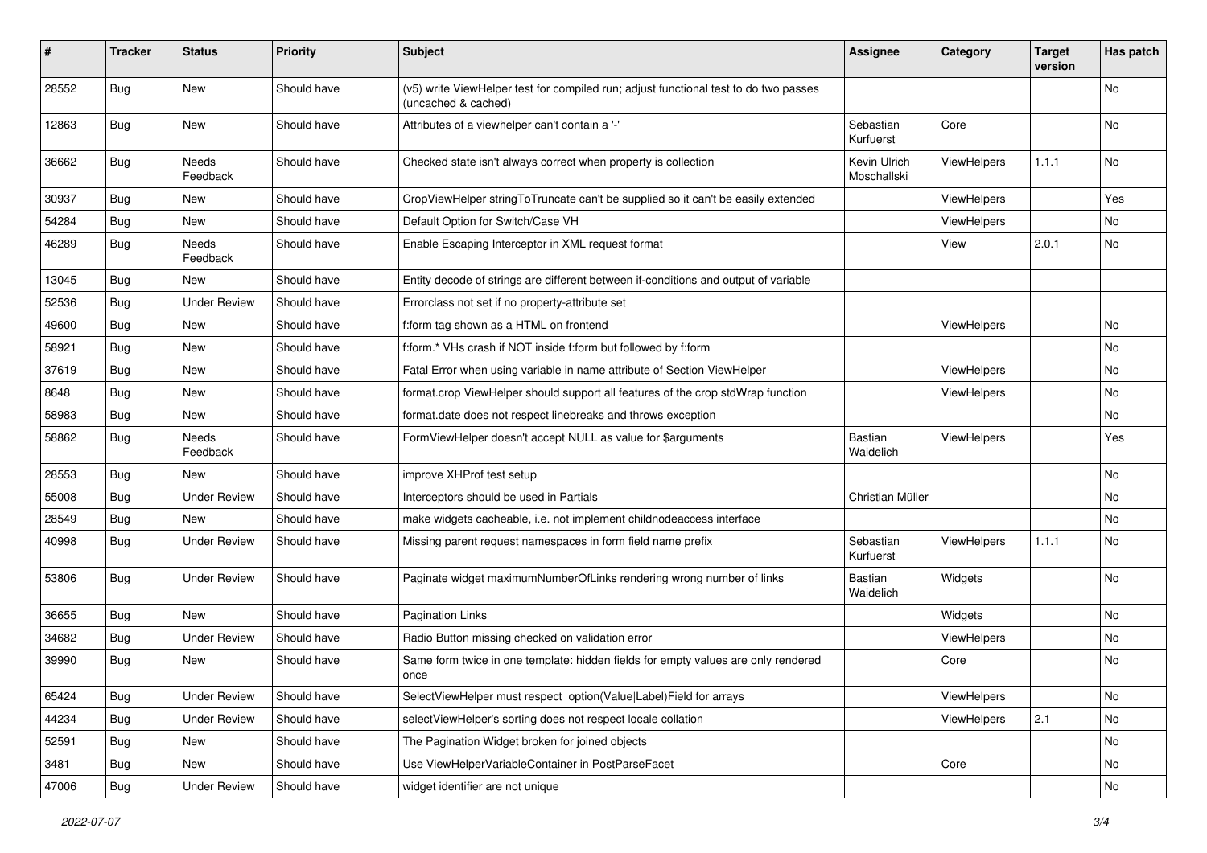| # | Tracker | Status | Priority | Subject | Assignee | Category | Target version | Has patch |
|---|---|---|---|---|---|---|---|---|
| 28552 | Bug | New | Should have | (v5) write ViewHelper test for compiled run; adjust functional test to do two passes (uncached & cached) | | | | No |
| 12863 | Bug | New | Should have | Attributes of a viewhelper can't contain a '-' | Sebastian Kurfuerst | Core | | No |
| 36662 | Bug | Needs Feedback | Should have | Checked state isn't always correct when property is collection | Kevin Ulrich Moschallski | ViewHelpers | 1.1.1 | No |
| 30937 | Bug | New | Should have | CropViewHelper stringToTruncate can't be supplied so it can't be easily extended | | ViewHelpers | | Yes |
| 54284 | Bug | New | Should have | Default Option for Switch/Case VH | | ViewHelpers | | No |
| 46289 | Bug | Needs Feedback | Should have | Enable Escaping Interceptor in XML request format | | View | 2.0.1 | No |
| 13045 | Bug | New | Should have | Entity decode of strings are different between if-conditions and output of variable | | | | |
| 52536 | Bug | Under Review | Should have | Errorclass not set if no property-attribute set | | | | |
| 49600 | Bug | New | Should have | f:form tag shown as a HTML on frontend | | ViewHelpers | | No |
| 58921 | Bug | New | Should have | f:form.* VHs crash if NOT inside f:form but followed by f:form | | | | No |
| 37619 | Bug | New | Should have | Fatal Error when using variable in name attribute of Section ViewHelper | | ViewHelpers | | No |
| 8648 | Bug | New | Should have | format.crop ViewHelper should support all features of the crop stdWrap function | | ViewHelpers | | No |
| 58983 | Bug | New | Should have | format.date does not respect linebreaks and throws exception | | | | No |
| 58862 | Bug | Needs Feedback | Should have | FormViewHelper doesn't accept NULL as value for $arguments | Bastian Waidelich | ViewHelpers | | Yes |
| 28553 | Bug | New | Should have | improve XHProf test setup | | | | No |
| 55008 | Bug | Under Review | Should have | Interceptors should be used in Partials | Christian Müller | | | No |
| 28549 | Bug | New | Should have | make widgets cacheable, i.e. not implement childnodeaccess interface | | | | No |
| 40998 | Bug | Under Review | Should have | Missing parent request namespaces in form field name prefix | Sebastian Kurfuerst | ViewHelpers | 1.1.1 | No |
| 53806 | Bug | Under Review | Should have | Paginate widget maximumNumberOfLinks rendering wrong number of links | Bastian Waidelich | Widgets | | No |
| 36655 | Bug | New | Should have | Pagination Links | | Widgets | | No |
| 34682 | Bug | Under Review | Should have | Radio Button missing checked on validation error | | ViewHelpers | | No |
| 39990 | Bug | New | Should have | Same form twice in one template: hidden fields for empty values are only rendered once | | Core | | No |
| 65424 | Bug | Under Review | Should have | SelectViewHelper must respect option(Value\|Label)Field for arrays | | ViewHelpers | | No |
| 44234 | Bug | Under Review | Should have | selectViewHelper's sorting does not respect locale collation | | ViewHelpers | 2.1 | No |
| 52591 | Bug | New | Should have | The Pagination Widget broken for joined objects | | | | No |
| 3481 | Bug | New | Should have | Use ViewHelperVariableContainer in PostParseFacet | | Core | | No |
| 47006 | Bug | Under Review | Should have | widget identifier are not unique | | | | No |

*2022-07-07*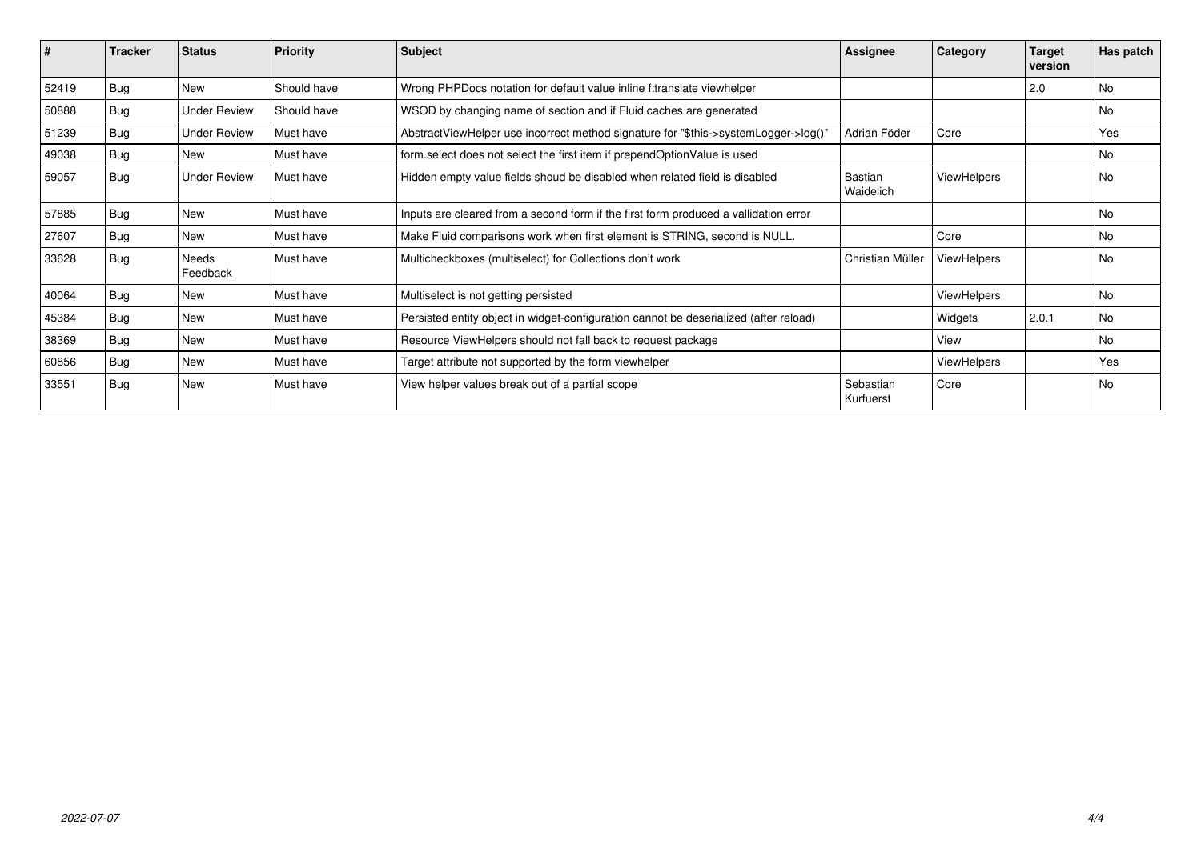| # | Tracker | Status | Priority | Subject | Assignee | Category | Target version | Has patch |
|---|---|---|---|---|---|---|---|---|
| 52419 | Bug | New | Should have | Wrong PHPDocs notation for default value inline f:translate viewhelper | | | 2.0 | No |
| 50888 | Bug | Under Review | Should have | WSOD by changing name of section and if Fluid caches are generated | | | | No |
| 51239 | Bug | Under Review | Must have | AbstractViewHelper use incorrect method signature for "$this->systemLogger->log()" | Adrian Föder | Core | | Yes |
| 49038 | Bug | New | Must have | form.select does not select the first item if prependOptionValue is used | | | | No |
| 59057 | Bug | Under Review | Must have | Hidden empty value fields shoud be disabled when related field is disabled | Bastian Waidelich | ViewHelpers | | No |
| 57885 | Bug | New | Must have | Inputs are cleared from a second form if the first form produced a vallidation error | | | | No |
| 27607 | Bug | New | Must have | Make Fluid comparisons work when first element is STRING, second is NULL. | | Core | | No |
| 33628 | Bug | Needs Feedback | Must have | Multicheckboxes (multiselect) for Collections don't work | Christian Müller | ViewHelpers | | No |
| 40064 | Bug | New | Must have | Multiselect is not getting persisted | | ViewHelpers | | No |
| 45384 | Bug | New | Must have | Persisted entity object in widget-configuration cannot be deserialized (after reload) | | Widgets | 2.0.1 | No |
| 38369 | Bug | New | Must have | Resource ViewHelpers should not fall back to request package | | View | | No |
| 60856 | Bug | New | Must have | Target attribute not supported by the form viewhelper | | ViewHelpers | | Yes |
| 33551 | Bug | New | Must have | View helper values break out of a partial scope | Sebastian Kurfuerst | Core | | No |